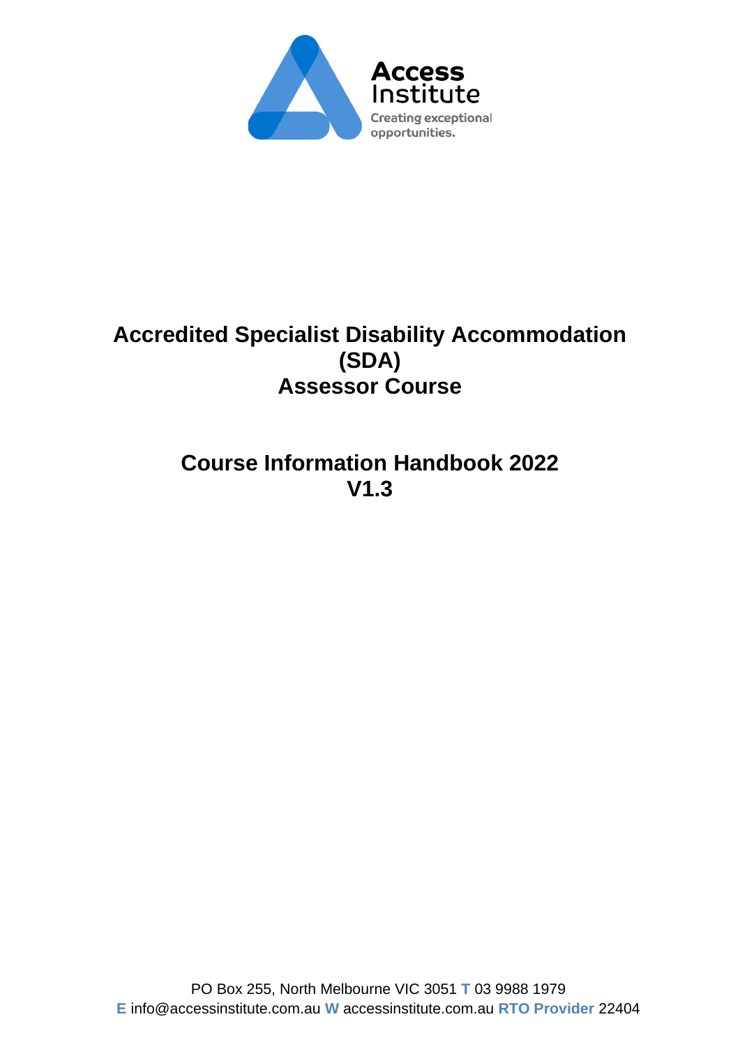Access Institute

Creating exceptional opportunities.

# Accredited Specialist Disability Accommodation (SDA) Assessor Course

## Course Information Handbook 2022 V1.3

PO Box 255, North Melbourne VIC 3051 **T** 03 9988 1979
**E** info@accessinstitute.com.au **W** accessinstitute.com.au **RTO Provider** 22404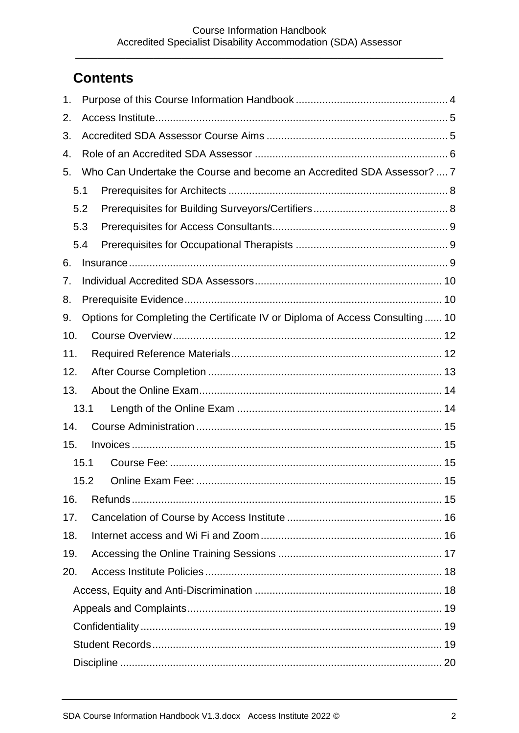# Contents

1. Purpose of this Course Information Handbook .... 4
2. Access Institute .... 5
3. Accredited SDA Assessor Course Aims .... 5
4. Role of an Accredited SDA Assessor .... 6
5. Who Can Undertake the Course and become an Accredited SDA Assessor? .... 7
   - 5.1 Prerequisites for Architects .... 8
   - 5.2 Prerequisites for Building Surveyors/Certifiers .... 8
   - 5.3 Prerequisites for Access Consultants .... 9
   - 5.4 Prerequisites for Occupational Therapists .... 9
6. Insurance .... 9
7. Individual Accredited SDA Assessors .... 10
8. Prerequisite Evidence .... 10
9. Options for Completing the Certificate IV or Diploma of Access Consulting .... 10
10. Course Overview .... 12
11. Required Reference Materials .... 12
12. After Course Completion .... 13
13. About the Online Exam .... 14
    - 13.1 Length of the Online Exam .... 14
14. Course Administration .... 15
15. Invoices .... 15
    - 15.1 Course Fee: .... 15
    - 15.2 Online Exam Fee: .... 15
16. Refunds .... 15
17. Cancelation of Course by Access Institute .... 16
18. Internet access and Wi Fi and Zoom .... 16
19. Accessing the Online Training Sessions .... 17
20. Access Institute Policies .... 18
    - Access, Equity and Anti-Discrimination .... 18
    - Appeals and Complaints .... 19
    - Confidentiality .... 19
    - Student Records .... 19
    - Discipline .... 20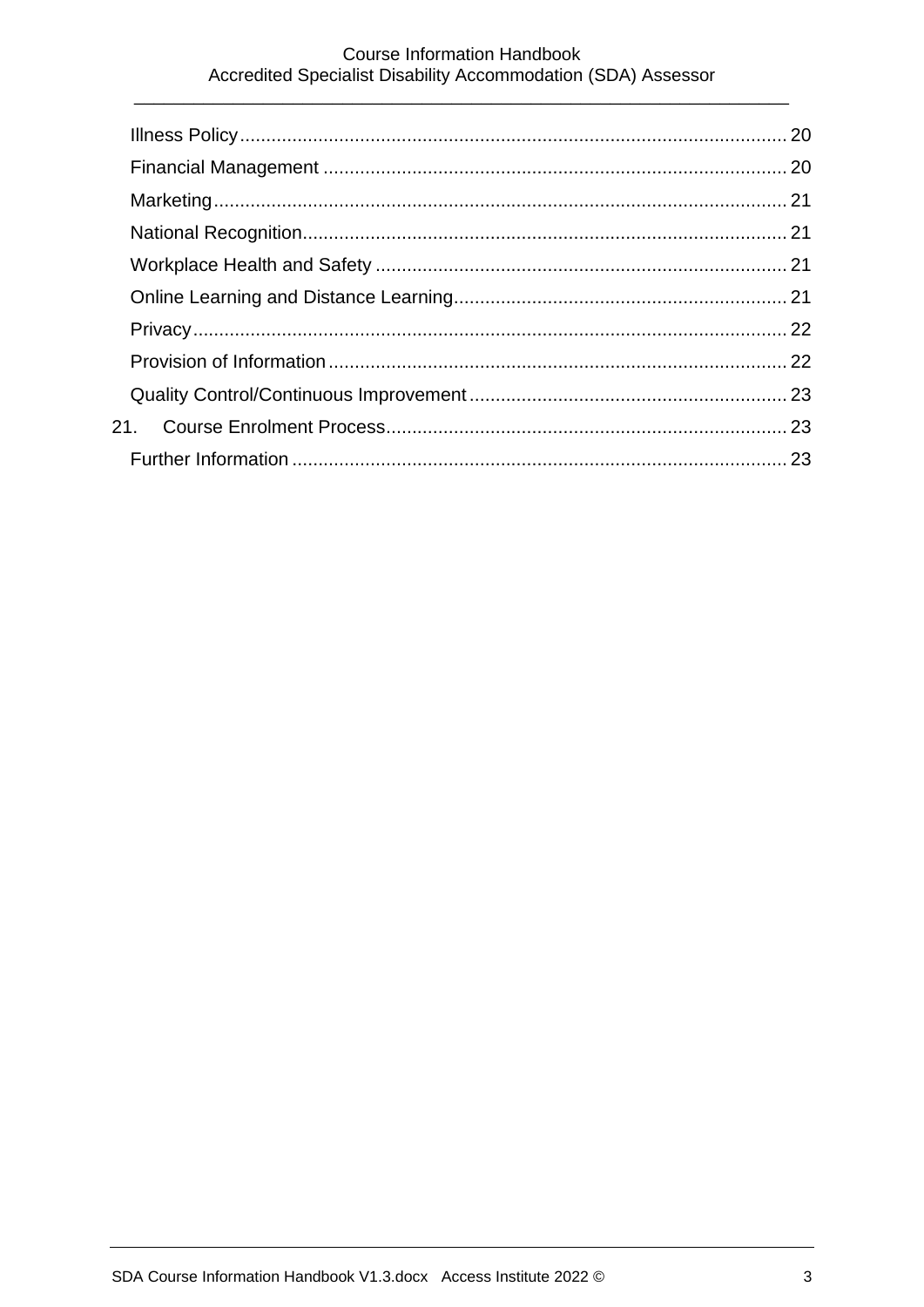Illness Policy ........................................................................................................ 20

Financial Management ........................................................................................ 20

Marketing ............................................................................................................. 21

National Recognition............................................................................................ 21

Workplace Health and Safety .............................................................................. 21

Online Learning and Distance Learning................................................................ 21

Privacy ................................................................................................................. 22

Provision of Information ....................................................................................... 22

Quality Control/Continuous Improvement ............................................................ 23

21. Course Enrolment Process............................................................................ 23

Further Information .............................................................................................. 23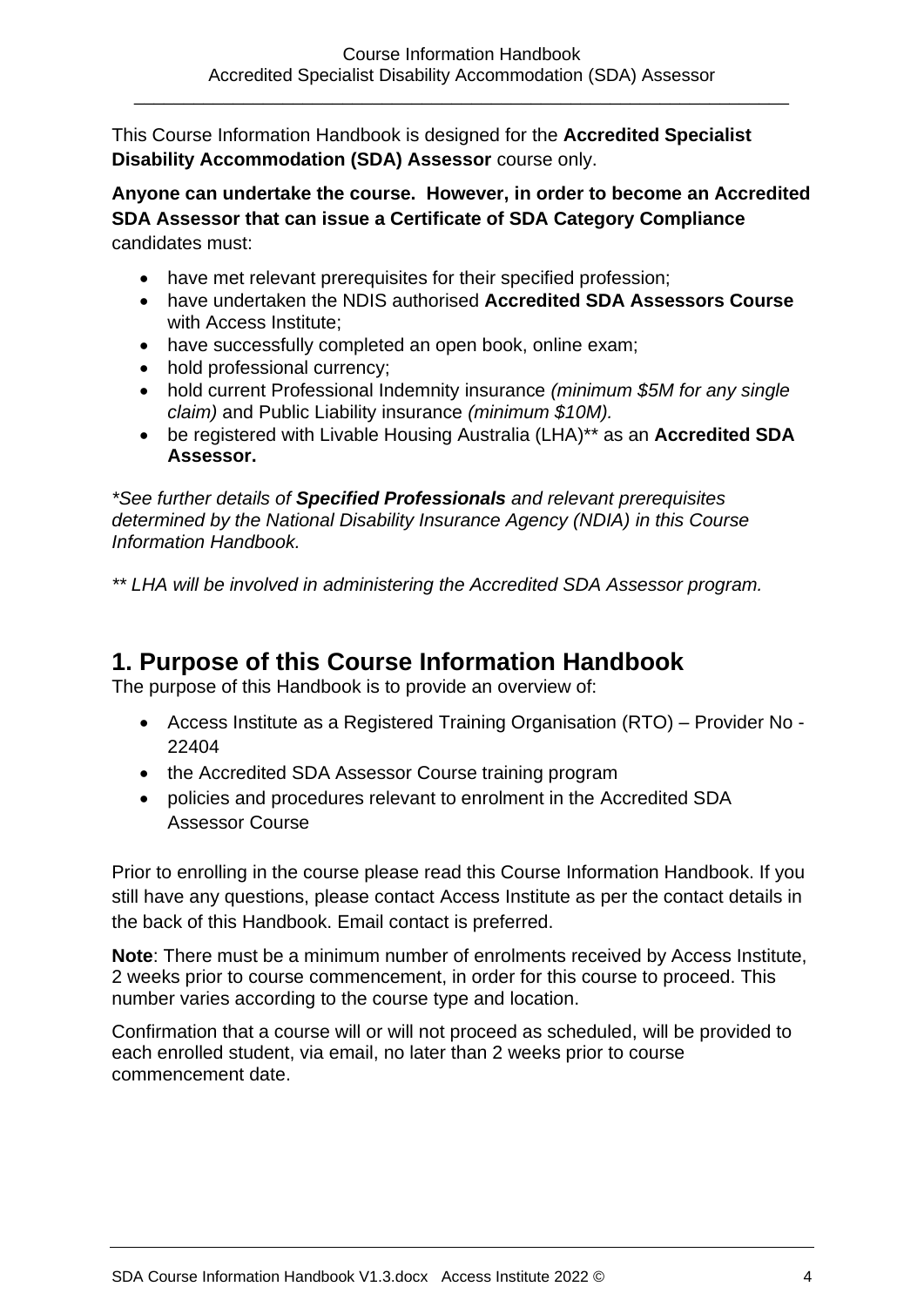This Course Information Handbook is designed for the **Accredited Specialist Disability Accommodation (SDA) Assessor** course only.

**Anyone can undertake the course. However, in order to become an Accredited SDA Assessor that can issue a Certificate of SDA Category Compliance** candidates must:

- have met relevant prerequisites for their specified profession;
- have undertaken the NDIS authorised **Accredited SDA Assessors Course** with Access Institute;
- have successfully completed an open book, online exam;
- hold professional currency;
- hold current Professional Indemnity insurance *(minimum $5M for any single claim)* and Public Liability insurance *(minimum $10M).*
- be registered with Livable Housing Australia (LHA)** as an **Accredited SDA Assessor.**

**See further details of* ***Specified Professionals*** *and relevant prerequisites determined by the National Disability Insurance Agency (NDIA) in this Course Information Handbook.*

*** LHA will be involved in administering the Accredited SDA Assessor program.*

## 1. Purpose of this Course Information Handbook

The purpose of this Handbook is to provide an overview of:

- Access Institute as a Registered Training Organisation (RTO) – Provider No - 22404
- the Accredited SDA Assessor Course training program
- policies and procedures relevant to enrolment in the Accredited SDA Assessor Course

Prior to enrolling in the course please read this Course Information Handbook. If you still have any questions, please contact Access Institute as per the contact details in the back of this Handbook. Email contact is preferred.

**Note**: There must be a minimum number of enrolments received by Access Institute, 2 weeks prior to course commencement, in order for this course to proceed. This number varies according to the course type and location.

Confirmation that a course will or will not proceed as scheduled, will be provided to each enrolled student, via email, no later than 2 weeks prior to course commencement date.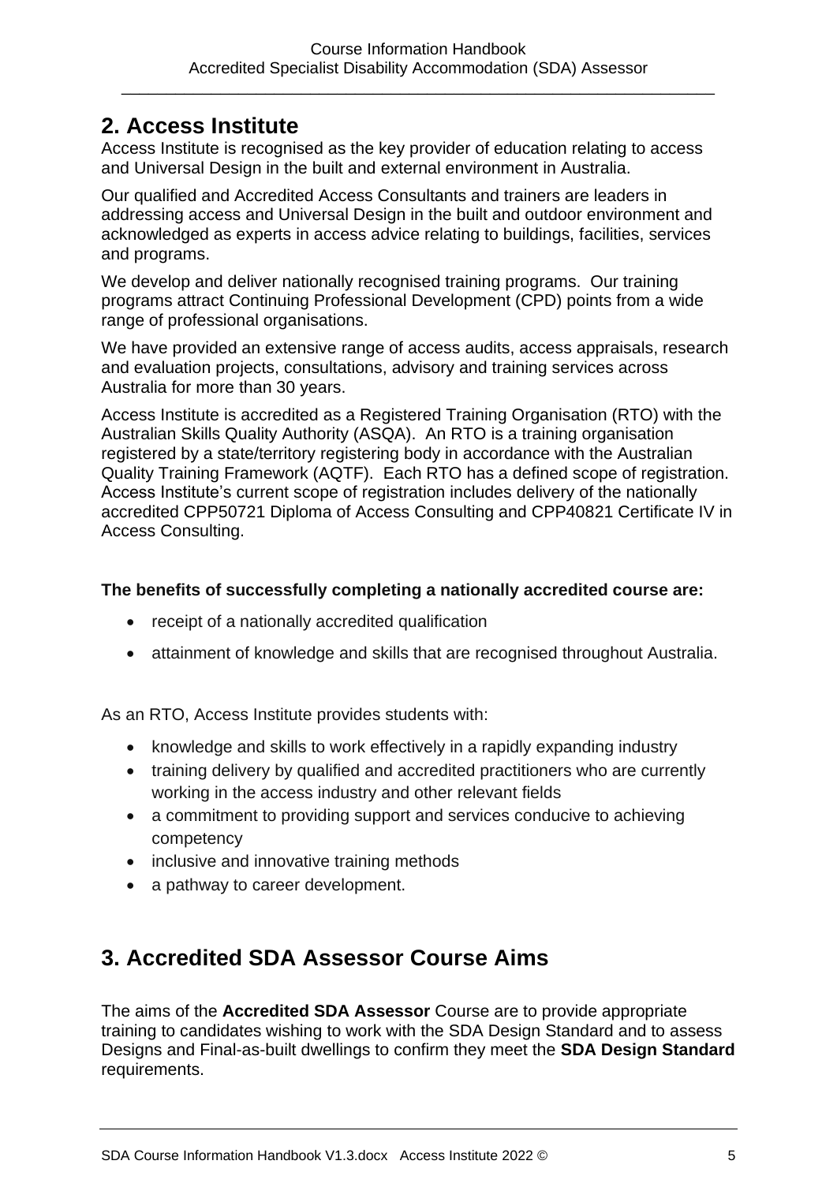## 2. Access Institute

Access Institute is recognised as the key provider of education relating to access and Universal Design in the built and external environment in Australia.

Our qualified and Accredited Access Consultants and trainers are leaders in addressing access and Universal Design in the built and outdoor environment and acknowledged as experts in access advice relating to buildings, facilities, services and programs.

We develop and deliver nationally recognised training programs. Our training programs attract Continuing Professional Development (CPD) points from a wide range of professional organisations.

We have provided an extensive range of access audits, access appraisals, research and evaluation projects, consultations, advisory and training services across Australia for more than 30 years.

Access Institute is accredited as a Registered Training Organisation (RTO) with the Australian Skills Quality Authority (ASQA). An RTO is a training organisation registered by a state/territory registering body in accordance with the Australian Quality Training Framework (AQTF). Each RTO has a defined scope of registration. Access Institute's current scope of registration includes delivery of the nationally accredited CPP50721 Diploma of Access Consulting and CPP40821 Certificate IV in Access Consulting.

**The benefits of successfully completing a nationally accredited course are:**

- receipt of a nationally accredited qualification
- attainment of knowledge and skills that are recognised throughout Australia.

As an RTO, Access Institute provides students with:

- knowledge and skills to work effectively in a rapidly expanding industry
- training delivery by qualified and accredited practitioners who are currently working in the access industry and other relevant fields
- a commitment to providing support and services conducive to achieving competency
- inclusive and innovative training methods
- a pathway to career development.

## 3. Accredited SDA Assessor Course Aims

The aims of the **Accredited SDA Assessor** Course are to provide appropriate training to candidates wishing to work with the SDA Design Standard and to assess Designs and Final-as-built dwellings to confirm they meet the **SDA Design Standard** requirements.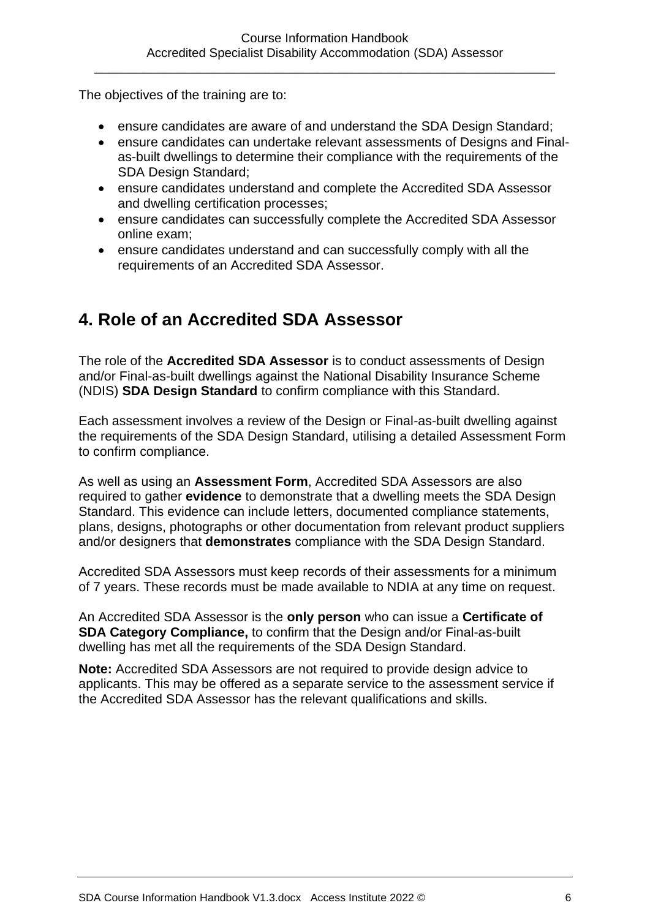The objectives of the training are to:

- ensure candidates are aware of and understand the SDA Design Standard;
- ensure candidates can undertake relevant assessments of Designs and Final-as-built dwellings to determine their compliance with the requirements of the SDA Design Standard;
- ensure candidates understand and complete the Accredited SDA Assessor and dwelling certification processes;
- ensure candidates can successfully complete the Accredited SDA Assessor online exam;
- ensure candidates understand and can successfully comply with all the requirements of an Accredited SDA Assessor.

## 4. Role of an Accredited SDA Assessor

The role of the **Accredited SDA Assessor** is to conduct assessments of Design and/or Final-as-built dwellings against the National Disability Insurance Scheme (NDIS) **SDA Design Standard** to confirm compliance with this Standard.

Each assessment involves a review of the Design or Final-as-built dwelling against the requirements of the SDA Design Standard, utilising a detailed Assessment Form to confirm compliance.

As well as using an **Assessment Form**, Accredited SDA Assessors are also required to gather **evidence** to demonstrate that a dwelling meets the SDA Design Standard. This evidence can include letters, documented compliance statements, plans, designs, photographs or other documentation from relevant product suppliers and/or designers that **demonstrates** compliance with the SDA Design Standard.

Accredited SDA Assessors must keep records of their assessments for a minimum of 7 years. These records must be made available to NDIA at any time on request.

An Accredited SDA Assessor is the **only person** who can issue a **Certificate of SDA Category Compliance,** to confirm that the Design and/or Final-as-built dwelling has met all the requirements of the SDA Design Standard.

**Note:** Accredited SDA Assessors are not required to provide design advice to applicants. This may be offered as a separate service to the assessment service if the Accredited SDA Assessor has the relevant qualifications and skills.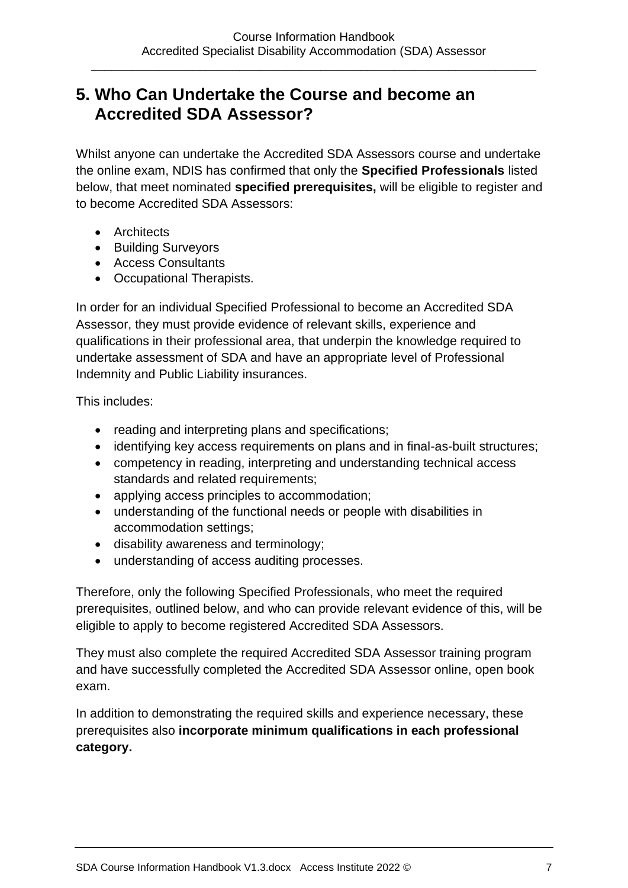## 5. Who Can Undertake the Course and become an Accredited SDA Assessor?

Whilst anyone can undertake the Accredited SDA Assessors course and undertake the online exam, NDIS has confirmed that only the **Specified Professionals** listed below, that meet nominated **specified prerequisites,** will be eligible to register and to become Accredited SDA Assessors:

- Architects
- Building Surveyors
- Access Consultants
- Occupational Therapists.

In order for an individual Specified Professional to become an Accredited SDA Assessor, they must provide evidence of relevant skills, experience and qualifications in their professional area, that underpin the knowledge required to undertake assessment of SDA and have an appropriate level of Professional Indemnity and Public Liability insurances.

This includes:

- reading and interpreting plans and specifications;
- identifying key access requirements on plans and in final-as-built structures;
- competency in reading, interpreting and understanding technical access standards and related requirements;
- applying access principles to accommodation;
- understanding of the functional needs or people with disabilities in accommodation settings;
- disability awareness and terminology;
- understanding of access auditing processes.

Therefore, only the following Specified Professionals, who meet the required prerequisites, outlined below, and who can provide relevant evidence of this, will be eligible to apply to become registered Accredited SDA Assessors.

They must also complete the required Accredited SDA Assessor training program and have successfully completed the Accredited SDA Assessor online, open book exam.

In addition to demonstrating the required skills and experience necessary, these prerequisites also **incorporate minimum qualifications in each professional category.**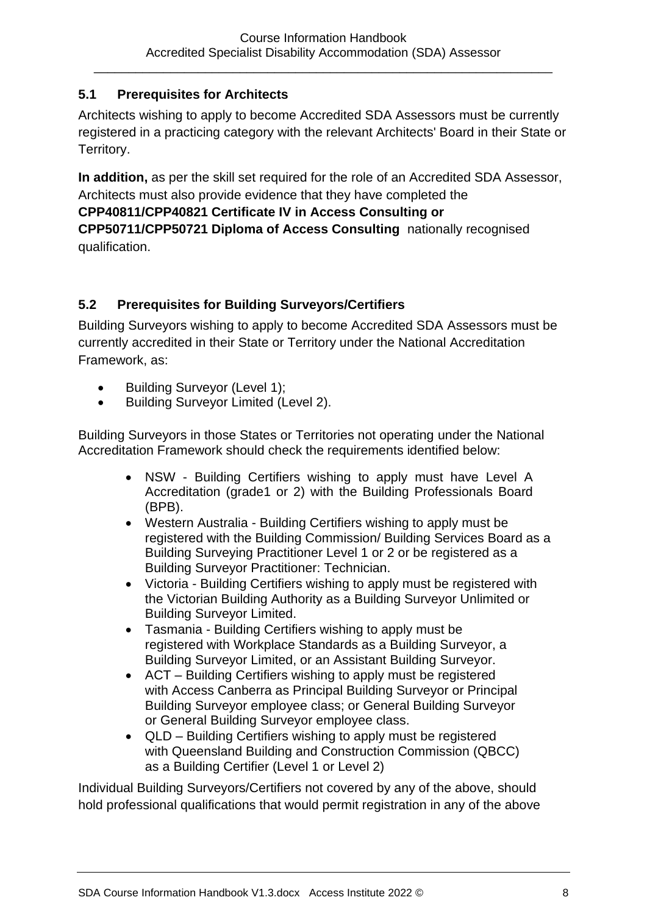## 5.1 Prerequisites for Architects

Architects wishing to apply to become Accredited SDA Assessors must be currently registered in a practicing category with the relevant Architects' Board in their State or Territory.

**In addition,** as per the skill set required for the role of an Accredited SDA Assessor, Architects must also provide evidence that they have completed the **CPP40811/CPP40821 Certificate IV in Access Consulting or CPP50711/CPP50721 Diploma of Access Consulting** nationally recognised qualification.

## 5.2 Prerequisites for Building Surveyors/Certifiers

Building Surveyors wishing to apply to become Accredited SDA Assessors must be currently accredited in their State or Territory under the National Accreditation Framework, as:

- Building Surveyor (Level 1);
- Building Surveyor Limited (Level 2).

Building Surveyors in those States or Territories not operating under the National Accreditation Framework should check the requirements identified below:

- NSW - Building Certifiers wishing to apply must have Level A Accreditation (grade1 or 2) with the Building Professionals Board (BPB).
- Western Australia - Building Certifiers wishing to apply must be registered with the Building Commission/ Building Services Board as a Building Surveying Practitioner Level 1 or 2 or be registered as a Building Surveyor Practitioner: Technician.
- Victoria - Building Certifiers wishing to apply must be registered with the Victorian Building Authority as a Building Surveyor Unlimited or Building Surveyor Limited.
- Tasmania - Building Certifiers wishing to apply must be registered with Workplace Standards as a Building Surveyor, a Building Surveyor Limited, or an Assistant Building Surveyor.
- ACT – Building Certifiers wishing to apply must be registered with Access Canberra as Principal Building Surveyor or Principal Building Surveyor employee class; or General Building Surveyor or General Building Surveyor employee class.
- QLD – Building Certifiers wishing to apply must be registered with Queensland Building and Construction Commission (QBCC) as a Building Certifier (Level 1 or Level 2)

Individual Building Surveyors/Certifiers not covered by any of the above, should hold professional qualifications that would permit registration in any of the above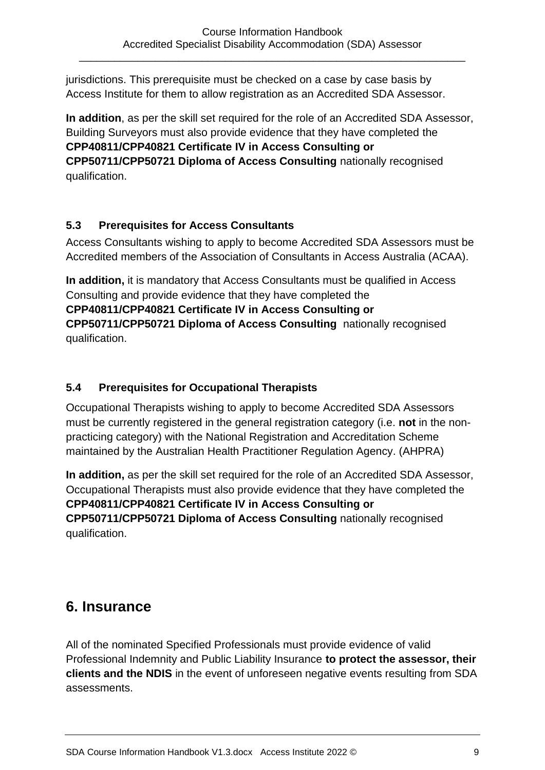jurisdictions. This prerequisite must be checked on a case by case basis by Access Institute for them to allow registration as an Accredited SDA Assessor.

**In addition**, as per the skill set required for the role of an Accredited SDA Assessor, Building Surveyors must also provide evidence that they have completed the **CPP40811/CPP40821 Certificate IV in Access Consulting or CPP50711/CPP50721 Diploma of Access Consulting** nationally recognised qualification.

### 5.3 Prerequisites for Access Consultants

Access Consultants wishing to apply to become Accredited SDA Assessors must be Accredited members of the Association of Consultants in Access Australia (ACAA).

**In addition,** it is mandatory that Access Consultants must be qualified in Access Consulting and provide evidence that they have completed the **CPP40811/CPP40821 Certificate IV in Access Consulting or CPP50711/CPP50721 Diploma of Access Consulting** nationally recognised qualification.

### 5.4 Prerequisites for Occupational Therapists

Occupational Therapists wishing to apply to become Accredited SDA Assessors must be currently registered in the general registration category (i.e. **not** in the non-practicing category) with the National Registration and Accreditation Scheme maintained by the Australian Health Practitioner Regulation Agency. (AHPRA)

**In addition,** as per the skill set required for the role of an Accredited SDA Assessor, Occupational Therapists must also provide evidence that they have completed the **CPP40811/CPP40821 Certificate IV in Access Consulting or CPP50711/CPP50721 Diploma of Access Consulting** nationally recognised qualification.

## 6. Insurance

All of the nominated Specified Professionals must provide evidence of valid Professional Indemnity and Public Liability Insurance **to protect the assessor, their clients and the NDIS** in the event of unforeseen negative events resulting from SDA assessments.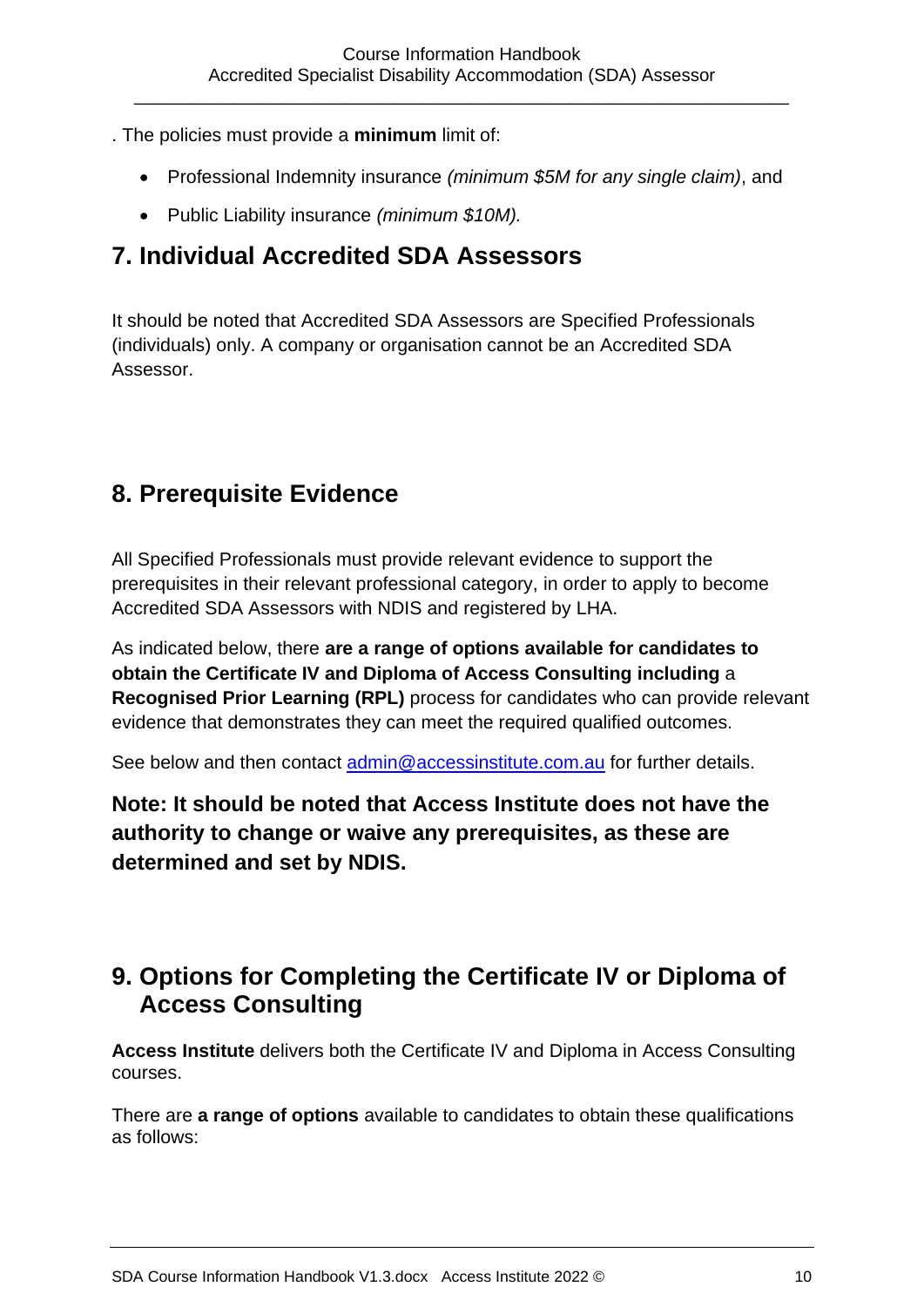. The policies must provide a **minimum** limit of:

- Professional Indemnity insurance *(minimum $5M for any single claim)*, and
- Public Liability insurance *(minimum $10M).*

## 7. Individual Accredited SDA Assessors

It should be noted that Accredited SDA Assessors are Specified Professionals (individuals) only. A company or organisation cannot be an Accredited SDA Assessor.

## 8. Prerequisite Evidence

All Specified Professionals must provide relevant evidence to support the prerequisites in their relevant professional category, in order to apply to become Accredited SDA Assessors with NDIS and registered by LHA.

As indicated below, there **are a range of options available for candidates to obtain the Certificate IV and Diploma of Access Consulting including** a **Recognised Prior Learning (RPL)** process for candidates who can provide relevant evidence that demonstrates they can meet the required qualified outcomes.

See below and then contact admin@accessinstitute.com.au for further details.

**Note: It should be noted that Access Institute does not have the authority to change or waive any prerequisites, as these are determined and set by NDIS.**

## 9. Options for Completing the Certificate IV or Diploma of Access Consulting

**Access Institute** delivers both the Certificate IV and Diploma in Access Consulting courses.

There are **a range of options** available to candidates to obtain these qualifications as follows: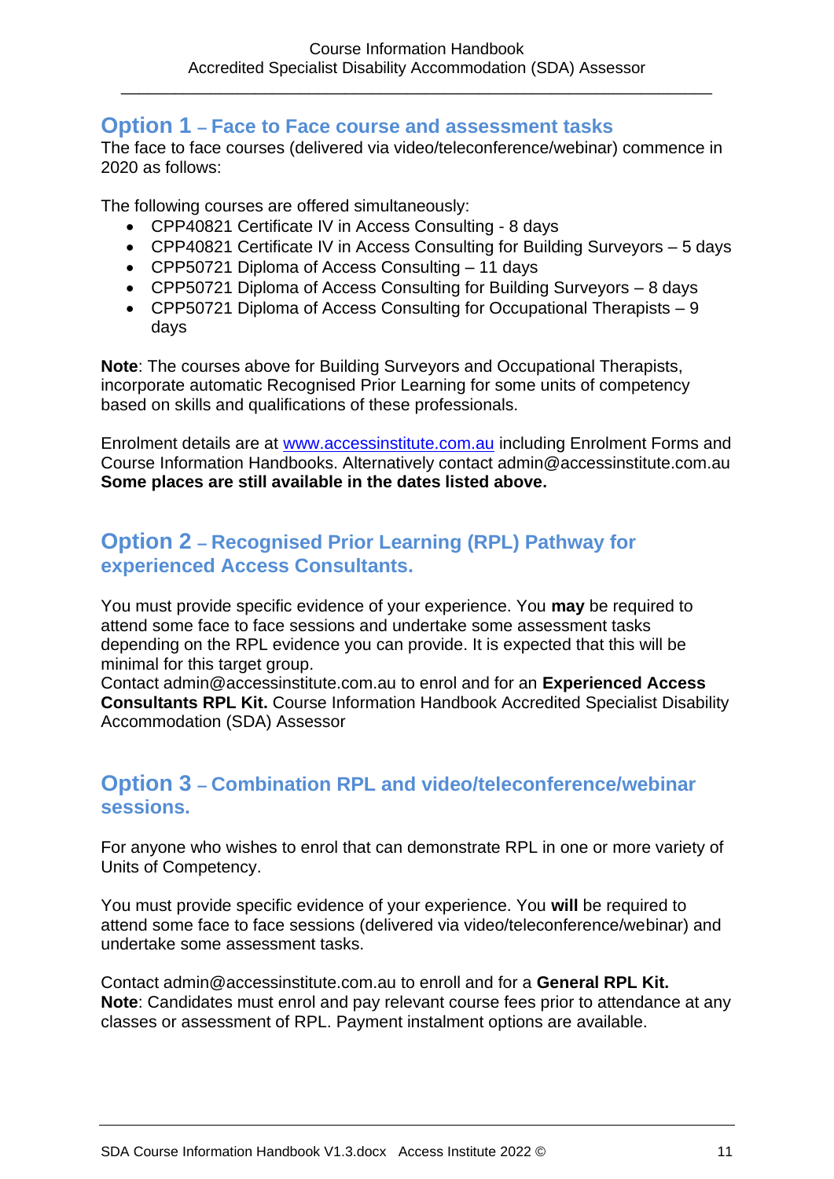## Option 1 – Face to Face course and assessment tasks

The face to face courses (delivered via video/teleconference/webinar) commence in 2020 as follows:

The following courses are offered simultaneously:

- CPP40821 Certificate IV in Access Consulting - 8 days
- CPP40821 Certificate IV in Access Consulting for Building Surveyors – 5 days
- CPP50721 Diploma of Access Consulting – 11 days
- CPP50721 Diploma of Access Consulting for Building Surveyors – 8 days
- CPP50721 Diploma of Access Consulting for Occupational Therapists – 9 days

**Note**: The courses above for Building Surveyors and Occupational Therapists, incorporate automatic Recognised Prior Learning for some units of competency based on skills and qualifications of these professionals.

Enrolment details are at [www.accessinstitute.com.au](www.accessinstitute.com.au) including Enrolment Forms and Course Information Handbooks. Alternatively contact admin@accessinstitute.com.au
**Some places are still available in the dates listed above.**

## Option 2 – Recognised Prior Learning (RPL) Pathway for experienced Access Consultants.

You must provide specific evidence of your experience. You **may** be required to attend some face to face sessions and undertake some assessment tasks depending on the RPL evidence you can provide. It is expected that this will be minimal for this target group.
Contact admin@accessinstitute.com.au to enrol and for an **Experienced Access Consultants RPL Kit.** Course Information Handbook Accredited Specialist Disability Accommodation (SDA) Assessor

## Option 3 – Combination RPL and video/teleconference/webinar sessions.

For anyone who wishes to enrol that can demonstrate RPL in one or more variety of Units of Competency.

You must provide specific evidence of your experience. You **will** be required to attend some face to face sessions (delivered via video/teleconference/webinar) and undertake some assessment tasks.

Contact admin@accessinstitute.com.au to enroll and for a **General RPL Kit.**
**Note**: Candidates must enrol and pay relevant course fees prior to attendance at any classes or assessment of RPL. Payment instalment options are available.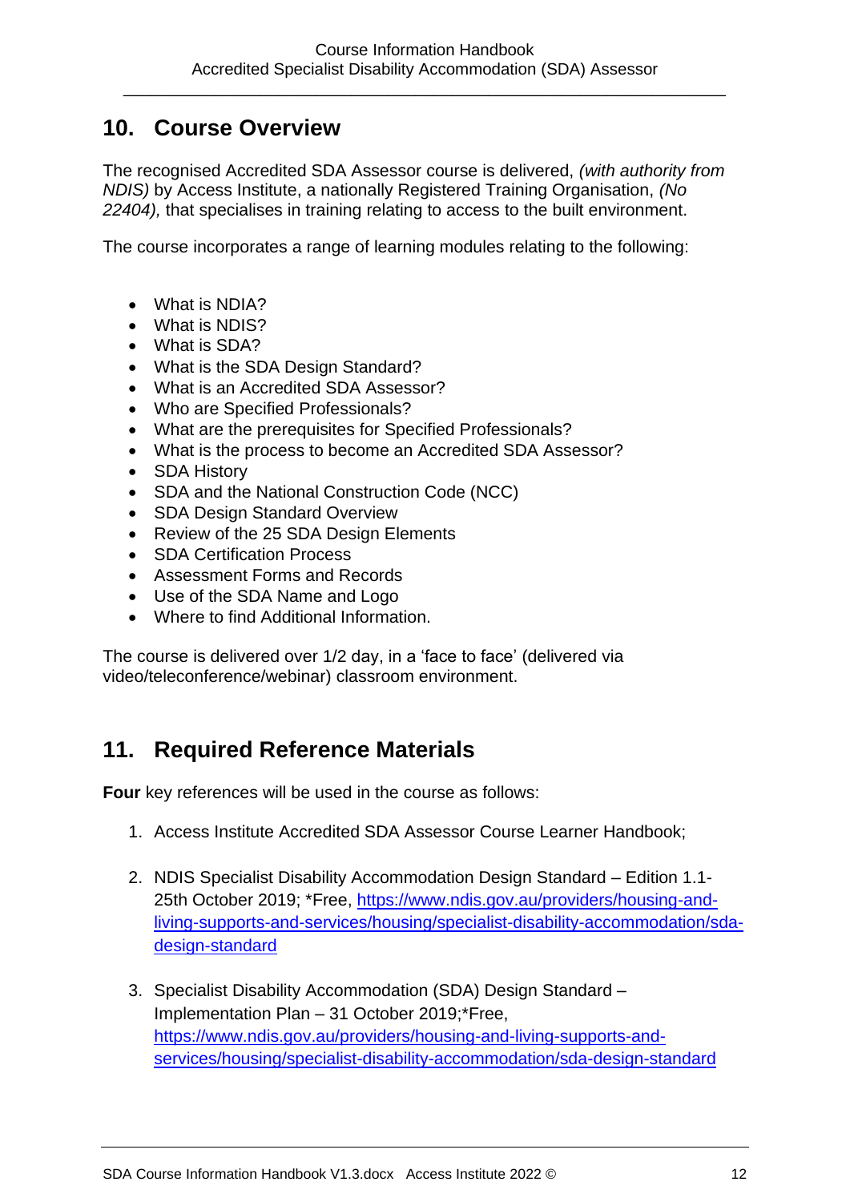## 10. Course Overview

The recognised Accredited SDA Assessor course is delivered, *(with authority from NDIS)* by Access Institute, a nationally Registered Training Organisation, *(No 22404),* that specialises in training relating to access to the built environment.

The course incorporates a range of learning modules relating to the following:

- What is NDIA?
- What is NDIS?
- What is SDA?
- What is the SDA Design Standard?
- What is an Accredited SDA Assessor?
- Who are Specified Professionals?
- What are the prerequisites for Specified Professionals?
- What is the process to become an Accredited SDA Assessor?
- SDA History
- SDA and the National Construction Code (NCC)
- SDA Design Standard Overview
- Review of the 25 SDA Design Elements
- SDA Certification Process
- Assessment Forms and Records
- Use of the SDA Name and Logo
- Where to find Additional Information.

The course is delivered over 1/2 day, in a 'face to face' (delivered via video/teleconference/webinar) classroom environment.

## 11. Required Reference Materials

**Four** key references will be used in the course as follows:

1. Access Institute Accredited SDA Assessor Course Learner Handbook;
2. NDIS Specialist Disability Accommodation Design Standard – Edition 1.1- 25th October 2019; *Free, https://www.ndis.gov.au/providers/housing-and-living-supports-and-services/housing/specialist-disability-accommodation/sda-design-standard
3. Specialist Disability Accommodation (SDA) Design Standard – Implementation Plan – 31 October 2019;*Free, https://www.ndis.gov.au/providers/housing-and-living-supports-and-services/housing/specialist-disability-accommodation/sda-design-standard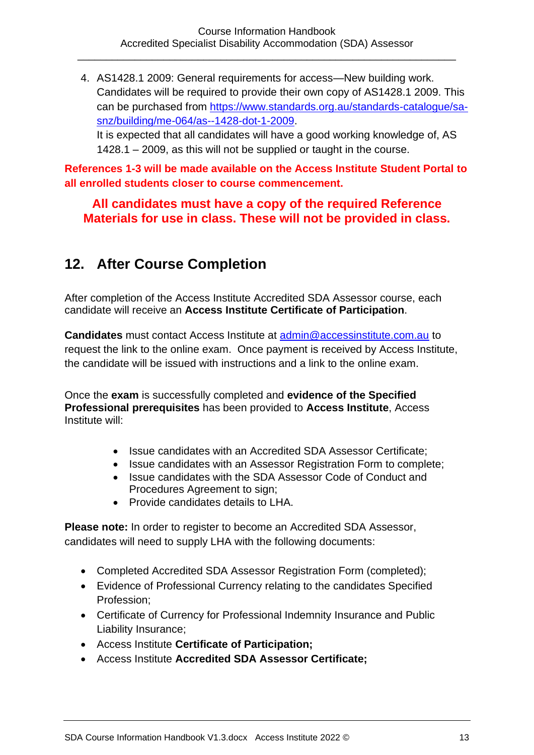4. AS1428.1 2009: General requirements for access—New building work. Candidates will be required to provide their own copy of AS1428.1 2009. This can be purchased from [https://www.standards.org.au/standards-catalogue/sa-snz/building/me-064/as--1428-dot-1-2009](https://www.standards.org.au/standards-catalogue/sa-snz/building/me-064/as--1428-dot-1-2009).
   It is expected that all candidates will have a good working knowledge of, AS 1428.1 – 2009, as this will not be supplied or taught in the course.

**References 1-3 will be made available on the Access Institute Student Portal to all enrolled students closer to course commencement.**

**All candidates must have a copy of the required Reference Materials for use in class. These will not be provided in class.**

## 12. After Course Completion

After completion of the Access Institute Accredited SDA Assessor course, each candidate will receive an **Access Institute Certificate of Participation**.

**Candidates** must contact Access Institute at [admin@accessinstitute.com.au](mailto:admin@accessinstitute.com.au) to request the link to the online exam. Once payment is received by Access Institute, the candidate will be issued with instructions and a link to the online exam.

Once the **exam** is successfully completed and **evidence of the Specified Professional prerequisites** has been provided to **Access Institute**, Access Institute will:

- Issue candidates with an Accredited SDA Assessor Certificate;
- Issue candidates with an Assessor Registration Form to complete;
- Issue candidates with the SDA Assessor Code of Conduct and Procedures Agreement to sign;
- Provide candidates details to LHA.

**Please note:** In order to register to become an Accredited SDA Assessor, candidates will need to supply LHA with the following documents:

- Completed Accredited SDA Assessor Registration Form (completed);
- Evidence of Professional Currency relating to the candidates Specified Profession;
- Certificate of Currency for Professional Indemnity Insurance and Public Liability Insurance;
- Access Institute **Certificate of Participation;**
- Access Institute **Accredited SDA Assessor Certificate;**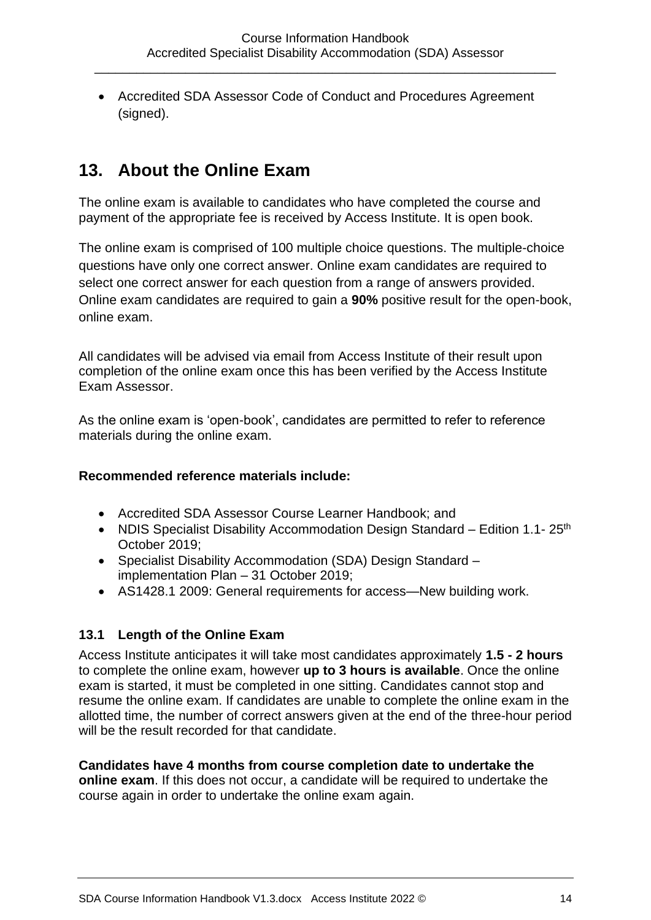- Accredited SDA Assessor Code of Conduct and Procedures Agreement (signed).

## 13. About the Online Exam

The online exam is available to candidates who have completed the course and payment of the appropriate fee is received by Access Institute. It is open book.

The online exam is comprised of 100 multiple choice questions. The multiple-choice questions have only one correct answer. Online exam candidates are required to select one correct answer for each question from a range of answers provided. Online exam candidates are required to gain a **90%** positive result for the open-book, online exam.

All candidates will be advised via email from Access Institute of their result upon completion of the online exam once this has been verified by the Access Institute Exam Assessor.

As the online exam is 'open-book', candidates are permitted to refer to reference materials during the online exam.

**Recommended reference materials include:**

- Accredited SDA Assessor Course Learner Handbook; and
- NDIS Specialist Disability Accommodation Design Standard – Edition 1.1- 25th October 2019;
- Specialist Disability Accommodation (SDA) Design Standard – implementation Plan – 31 October 2019;
- AS1428.1 2009: General requirements for access—New building work.

### 13.1 Length of the Online Exam

Access Institute anticipates it will take most candidates approximately **1.5 - 2 hours** to complete the online exam, however **up to 3 hours is available**. Once the online exam is started, it must be completed in one sitting. Candidates cannot stop and resume the online exam. If candidates are unable to complete the online exam in the allotted time, the number of correct answers given at the end of the three-hour period will be the result recorded for that candidate.

**Candidates have 4 months from course completion date to undertake the online exam**. If this does not occur, a candidate will be required to undertake the course again in order to undertake the online exam again.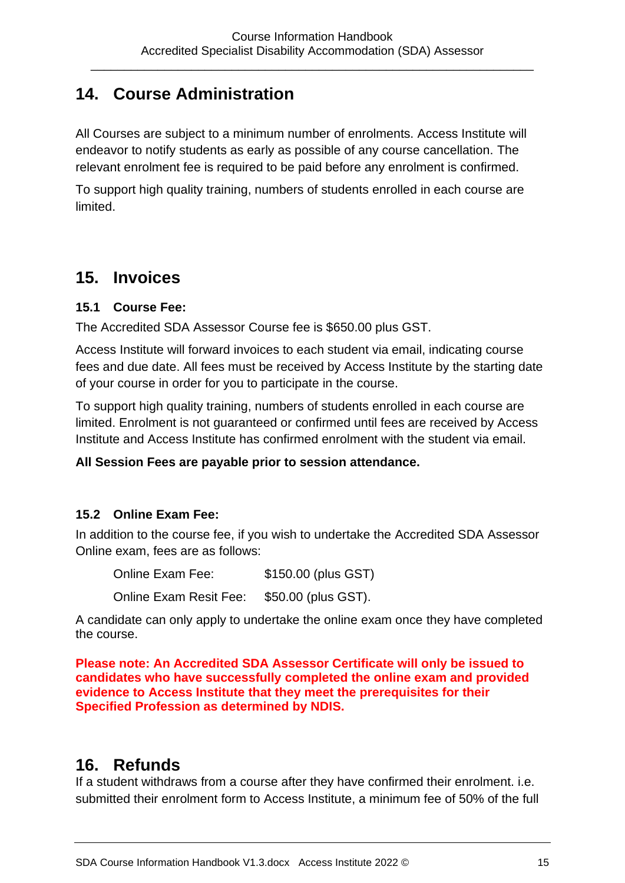## 14. Course Administration

All Courses are subject to a minimum number of enrolments. Access Institute will endeavor to notify students as early as possible of any course cancellation. The relevant enrolment fee is required to be paid before any enrolment is confirmed.

To support high quality training, numbers of students enrolled in each course are limited.

## 15. Invoices

### 15.1 Course Fee:

The Accredited SDA Assessor Course fee is $650.00 plus GST.

Access Institute will forward invoices to each student via email, indicating course fees and due date. All fees must be received by Access Institute by the starting date of your course in order for you to participate in the course.

To support high quality training, numbers of students enrolled in each course are limited. Enrolment is not guaranteed or confirmed until fees are received by Access Institute and Access Institute has confirmed enrolment with the student via email.

**All Session Fees are payable prior to session attendance.**

### 15.2 Online Exam Fee:

In addition to the course fee, if you wish to undertake the Accredited SDA Assessor Online exam, fees are as follows:

Online Exam Fee: $150.00 (plus GST)

Online Exam Resit Fee: $50.00 (plus GST).

A candidate can only apply to undertake the online exam once they have completed the course.

**Please note: An Accredited SDA Assessor Certificate will only be issued to candidates who have successfully completed the online exam and provided evidence to Access Institute that they meet the prerequisites for their Specified Profession as determined by NDIS.**

## 16. Refunds

If a student withdraws from a course after they have confirmed their enrolment. i.e. submitted their enrolment form to Access Institute, a minimum fee of 50% of the full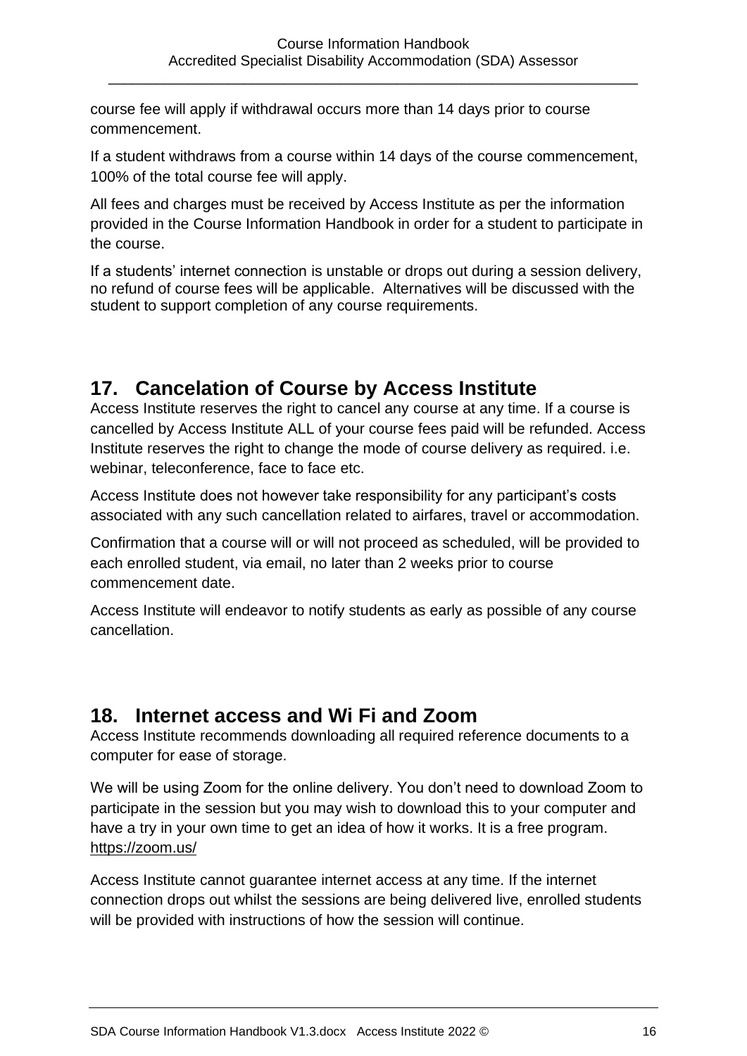course fee will apply if withdrawal occurs more than 14 days prior to course commencement.

If a student withdraws from a course within 14 days of the course commencement, 100% of the total course fee will apply.

All fees and charges must be received by Access Institute as per the information provided in the Course Information Handbook in order for a student to participate in the course.

If a students' internet connection is unstable or drops out during a session delivery, no refund of course fees will be applicable. Alternatives will be discussed with the student to support completion of any course requirements.

## 17. Cancelation of Course by Access Institute

Access Institute reserves the right to cancel any course at any time. If a course is cancelled by Access Institute ALL of your course fees paid will be refunded. Access Institute reserves the right to change the mode of course delivery as required. i.e. webinar, teleconference, face to face etc.

Access Institute does not however take responsibility for any participant's costs associated with any such cancellation related to airfares, travel or accommodation.

Confirmation that a course will or will not proceed as scheduled, will be provided to each enrolled student, via email, no later than 2 weeks prior to course commencement date.

Access Institute will endeavor to notify students as early as possible of any course cancellation.

## 18. Internet access and Wi Fi and Zoom

Access Institute recommends downloading all required reference documents to a computer for ease of storage.

We will be using Zoom for the online delivery. You don't need to download Zoom to participate in the session but you may wish to download this to your computer and have a try in your own time to get an idea of how it works. It is a free program. https://zoom.us/

Access Institute cannot guarantee internet access at any time. If the internet connection drops out whilst the sessions are being delivered live, enrolled students will be provided with instructions of how the session will continue.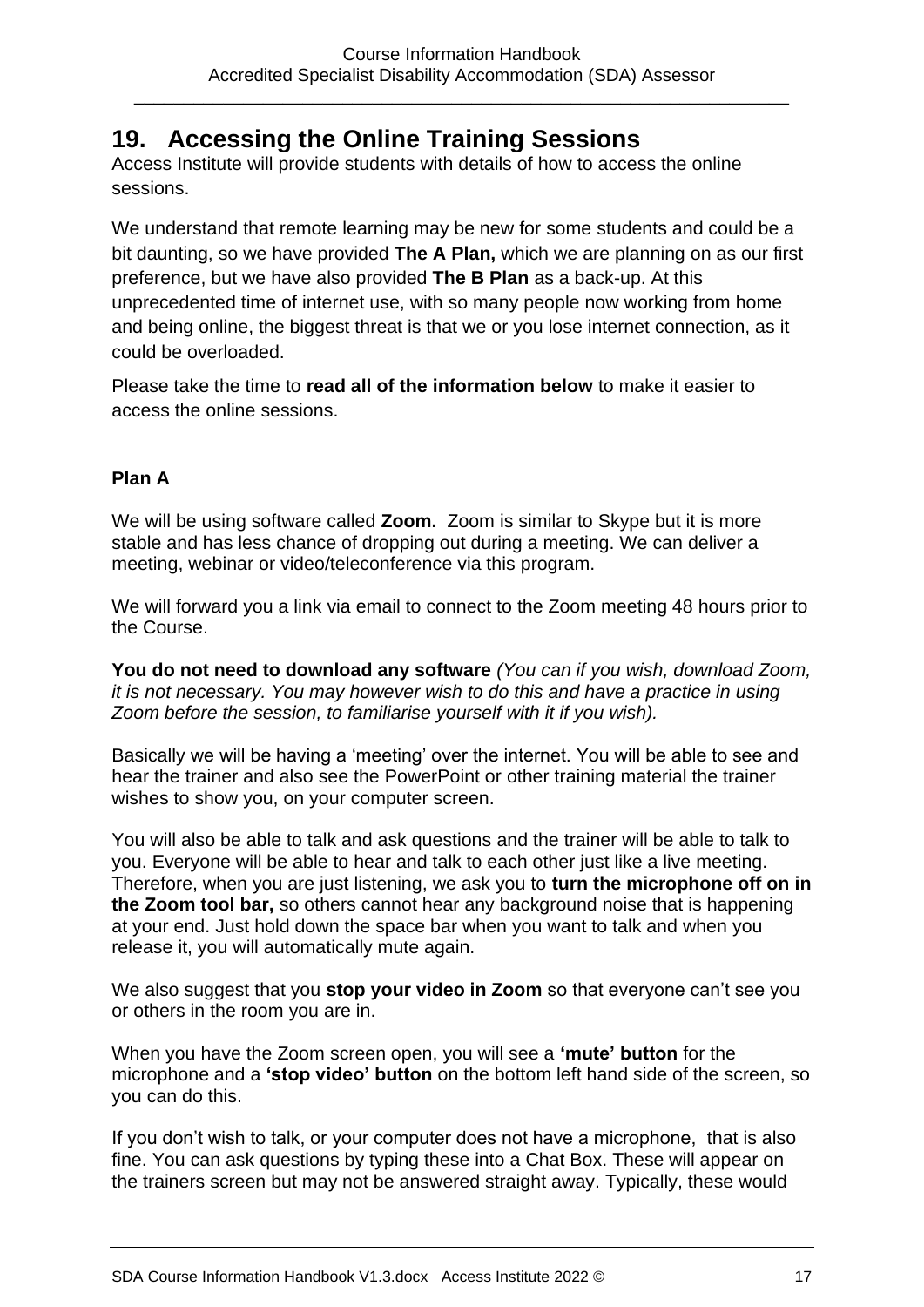## 19. Accessing the Online Training Sessions

Access Institute will provide students with details of how to access the online sessions.

We understand that remote learning may be new for some students and could be a bit daunting, so we have provided **The A Plan,** which we are planning on as our first preference, but we have also provided **The B Plan** as a back-up. At this unprecedented time of internet use, with so many people now working from home and being online, the biggest threat is that we or you lose internet connection, as it could be overloaded.

Please take the time to **read all of the information below** to make it easier to access the online sessions.

**Plan A**

We will be using software called **Zoom.** Zoom is similar to Skype but it is more stable and has less chance of dropping out during a meeting. We can deliver a meeting, webinar or video/teleconference via this program.

We will forward you a link via email to connect to the Zoom meeting 48 hours prior to the Course.

**You do not need to download any software** *(You can if you wish, download Zoom, it is not necessary. You may however wish to do this and have a practice in using Zoom before the session, to familiarise yourself with it if you wish).*

Basically we will be having a 'meeting' over the internet. You will be able to see and hear the trainer and also see the PowerPoint or other training material the trainer wishes to show you, on your computer screen.

You will also be able to talk and ask questions and the trainer will be able to talk to you. Everyone will be able to hear and talk to each other just like a live meeting. Therefore, when you are just listening, we ask you to **turn the microphone off on in the Zoom tool bar,** so others cannot hear any background noise that is happening at your end. Just hold down the space bar when you want to talk and when you release it, you will automatically mute again.

We also suggest that you **stop your video in Zoom** so that everyone can't see you or others in the room you are in.

When you have the Zoom screen open, you will see a **'mute' button** for the microphone and a **'stop video' button** on the bottom left hand side of the screen, so you can do this.

If you don't wish to talk, or your computer does not have a microphone, that is also fine. You can ask questions by typing these into a Chat Box. These will appear on the trainers screen but may not be answered straight away. Typically, these would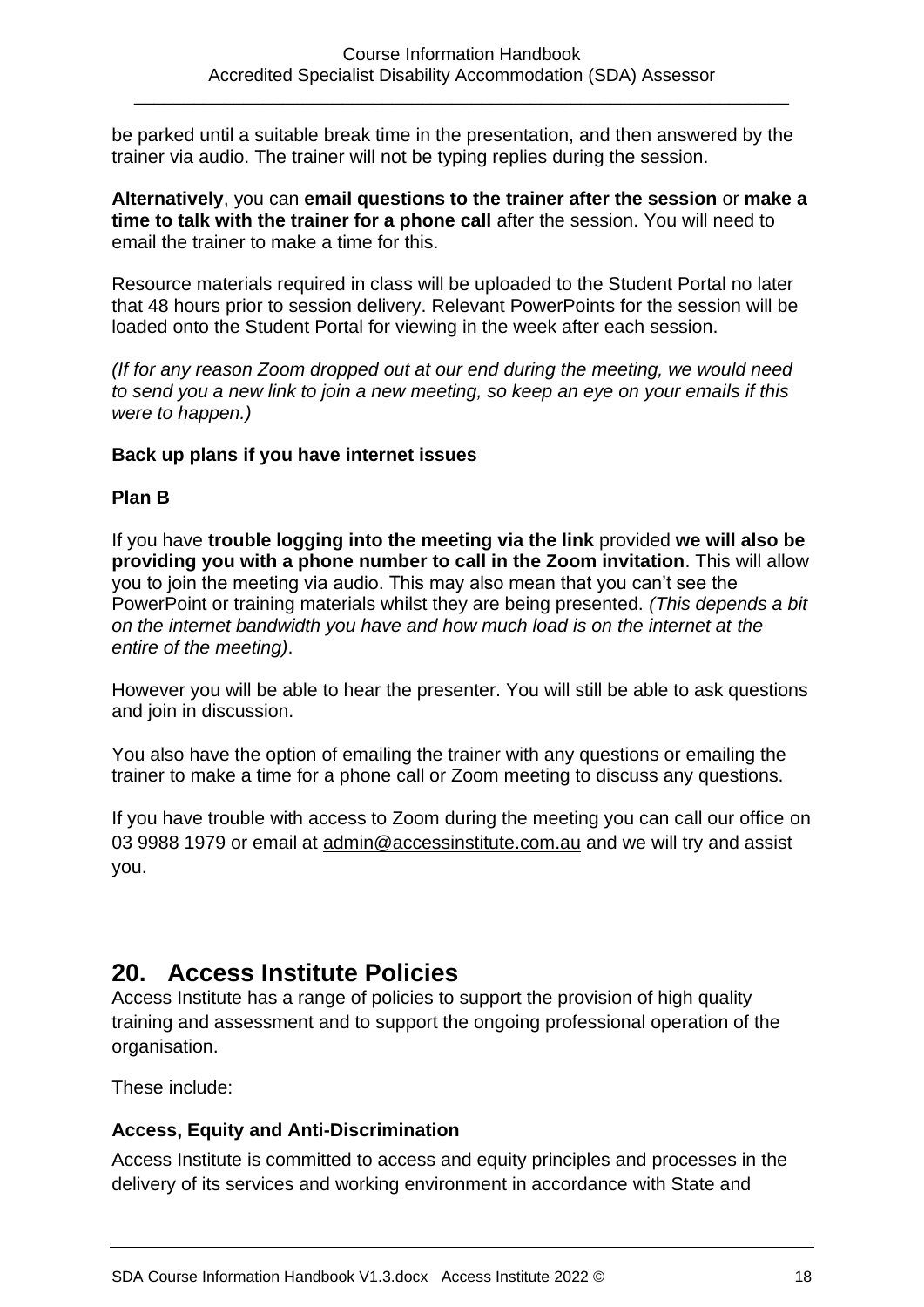be parked until a suitable break time in the presentation, and then answered by the trainer via audio. The trainer will not be typing replies during the session.

**Alternatively**, you can **email questions to the trainer after the session** or **make a time to talk with the trainer for a phone call** after the session. You will need to email the trainer to make a time for this.

Resource materials required in class will be uploaded to the Student Portal no later that 48 hours prior to session delivery. Relevant PowerPoints for the session will be loaded onto the Student Portal for viewing in the week after each session.

*(If for any reason Zoom dropped out at our end during the meeting, we would need to send you a new link to join a new meeting, so keep an eye on your emails if this were to happen.)*

**Back up plans if you have internet issues**

**Plan B**

If you have **trouble logging into the meeting via the link** provided **we will also be providing you with a phone number to call in the Zoom invitation**. This will allow you to join the meeting via audio. This may also mean that you can't see the PowerPoint or training materials whilst they are being presented. *(This depends a bit on the internet bandwidth you have and how much load is on the internet at the entire of the meeting)*.

However you will be able to hear the presenter. You will still be able to ask questions and join in discussion.

You also have the option of emailing the trainer with any questions or emailing the trainer to make a time for a phone call or Zoom meeting to discuss any questions.

If you have trouble with access to Zoom during the meeting you can call our office on 03 9988 1979 or email at admin@accessinstitute.com.au and we will try and assist you.

## 20. Access Institute Policies

Access Institute has a range of policies to support the provision of high quality training and assessment and to support the ongoing professional operation of the organisation.

These include:

**Access, Equity and Anti-Discrimination**

Access Institute is committed to access and equity principles and processes in the delivery of its services and working environment in accordance with State and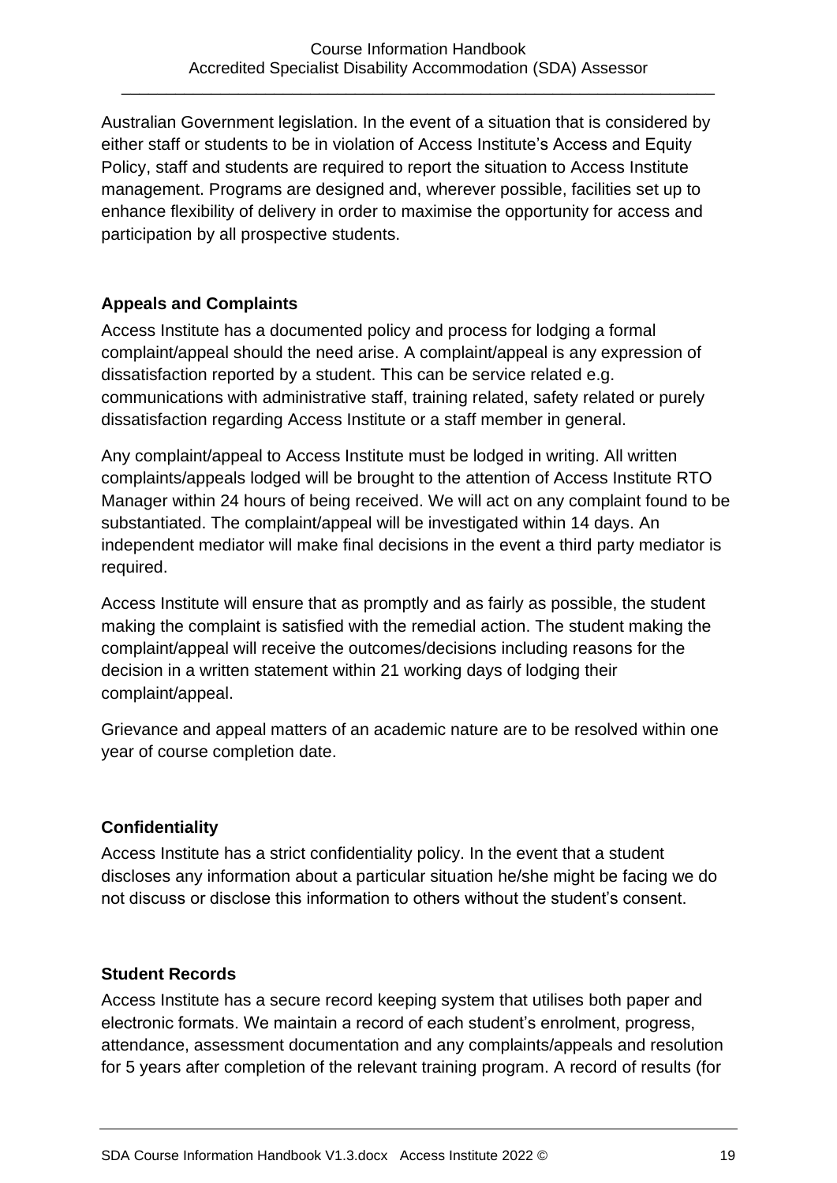Australian Government legislation. In the event of a situation that is considered by either staff or students to be in violation of Access Institute's Access and Equity Policy, staff and students are required to report the situation to Access Institute management. Programs are designed and, wherever possible, facilities set up to enhance flexibility of delivery in order to maximise the opportunity for access and participation by all prospective students.

**Appeals and Complaints**

Access Institute has a documented policy and process for lodging a formal complaint/appeal should the need arise. A complaint/appeal is any expression of dissatisfaction reported by a student. This can be service related e.g. communications with administrative staff, training related, safety related or purely dissatisfaction regarding Access Institute or a staff member in general.

Any complaint/appeal to Access Institute must be lodged in writing. All written complaints/appeals lodged will be brought to the attention of Access Institute RTO Manager within 24 hours of being received. We will act on any complaint found to be substantiated. The complaint/appeal will be investigated within 14 days. An independent mediator will make final decisions in the event a third party mediator is required.

Access Institute will ensure that as promptly and as fairly as possible, the student making the complaint is satisfied with the remedial action. The student making the complaint/appeal will receive the outcomes/decisions including reasons for the decision in a written statement within 21 working days of lodging their complaint/appeal.

Grievance and appeal matters of an academic nature are to be resolved within one year of course completion date.

**Confidentiality**

Access Institute has a strict confidentiality policy. In the event that a student discloses any information about a particular situation he/she might be facing we do not discuss or disclose this information to others without the student's consent.

**Student Records**

Access Institute has a secure record keeping system that utilises both paper and electronic formats. We maintain a record of each student's enrolment, progress, attendance, assessment documentation and any complaints/appeals and resolution for 5 years after completion of the relevant training program. A record of results (for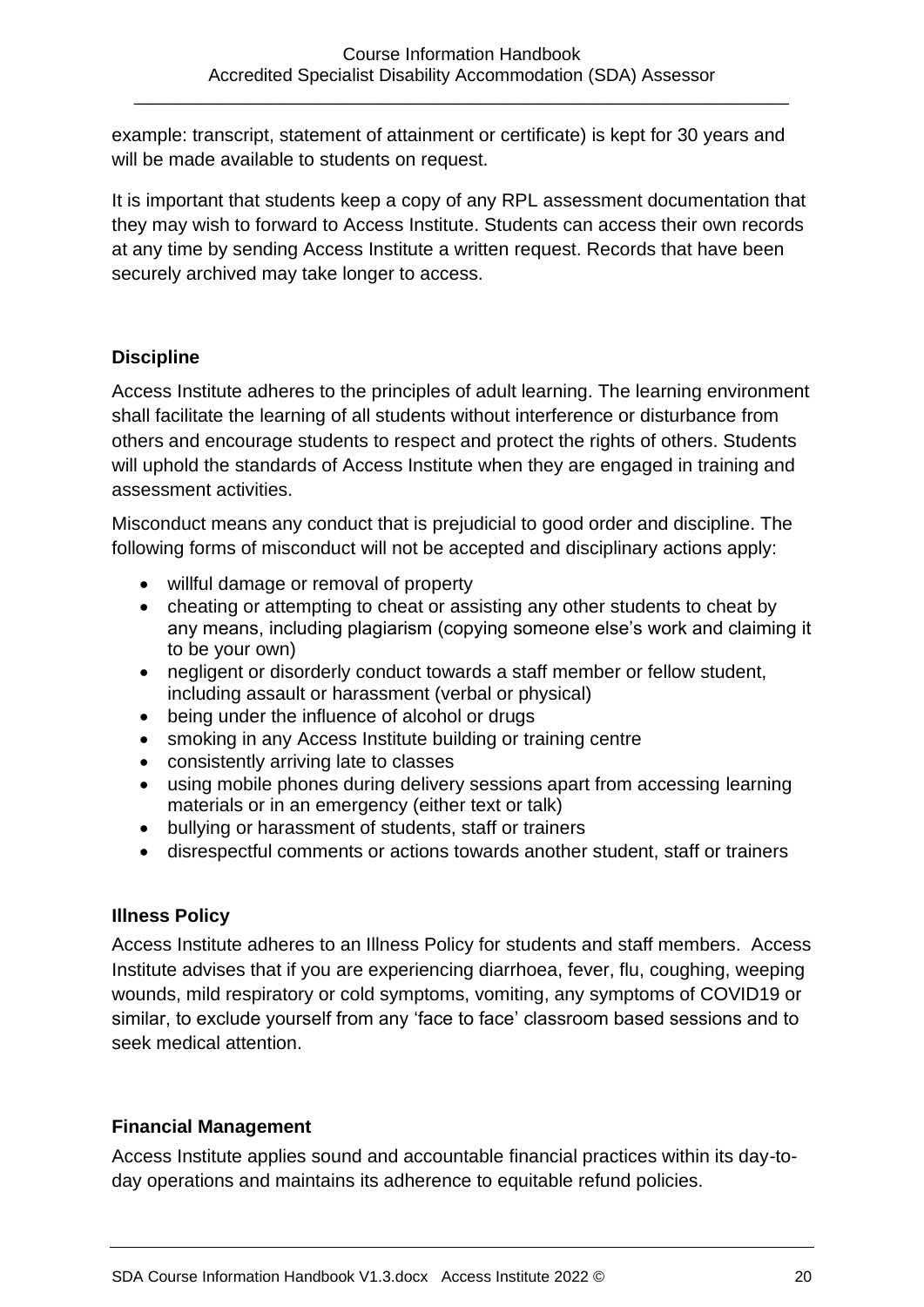example: transcript, statement of attainment or certificate) is kept for 30 years and will be made available to students on request.

It is important that students keep a copy of any RPL assessment documentation that they may wish to forward to Access Institute. Students can access their own records at any time by sending Access Institute a written request. Records that have been securely archived may take longer to access.

**Discipline**

Access Institute adheres to the principles of adult learning. The learning environment shall facilitate the learning of all students without interference or disturbance from others and encourage students to respect and protect the rights of others. Students will uphold the standards of Access Institute when they are engaged in training and assessment activities.

Misconduct means any conduct that is prejudicial to good order and discipline. The following forms of misconduct will not be accepted and disciplinary actions apply:

- willful damage or removal of property
- cheating or attempting to cheat or assisting any other students to cheat by any means, including plagiarism (copying someone else's work and claiming it to be your own)
- negligent or disorderly conduct towards a staff member or fellow student, including assault or harassment (verbal or physical)
- being under the influence of alcohol or drugs
- smoking in any Access Institute building or training centre
- consistently arriving late to classes
- using mobile phones during delivery sessions apart from accessing learning materials or in an emergency (either text or talk)
- bullying or harassment of students, staff or trainers
- disrespectful comments or actions towards another student, staff or trainers

**Illness Policy**

Access Institute adheres to an Illness Policy for students and staff members. Access Institute advises that if you are experiencing diarrhoea, fever, flu, coughing, weeping wounds, mild respiratory or cold symptoms, vomiting, any symptoms of COVID19 or similar, to exclude yourself from any 'face to face' classroom based sessions and to seek medical attention.

**Financial Management**

Access Institute applies sound and accountable financial practices within its day-to-day operations and maintains its adherence to equitable refund policies.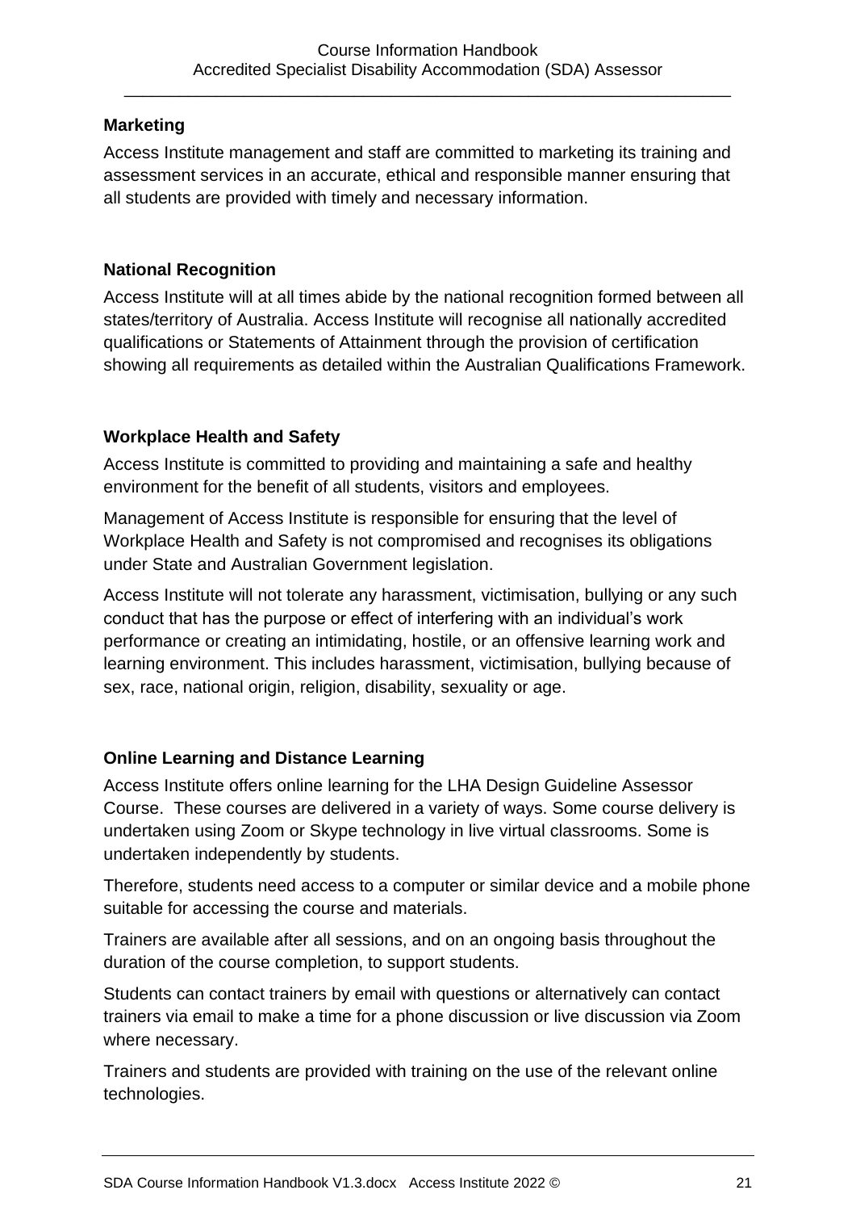**Marketing**

Access Institute management and staff are committed to marketing its training and assessment services in an accurate, ethical and responsible manner ensuring that all students are provided with timely and necessary information.

**National Recognition**

Access Institute will at all times abide by the national recognition formed between all states/territory of Australia. Access Institute will recognise all nationally accredited qualifications or Statements of Attainment through the provision of certification showing all requirements as detailed within the Australian Qualifications Framework.

**Workplace Health and Safety**

Access Institute is committed to providing and maintaining a safe and healthy environment for the benefit of all students, visitors and employees.

Management of Access Institute is responsible for ensuring that the level of Workplace Health and Safety is not compromised and recognises its obligations under State and Australian Government legislation.

Access Institute will not tolerate any harassment, victimisation, bullying or any such conduct that has the purpose or effect of interfering with an individual's work performance or creating an intimidating, hostile, or an offensive learning work and learning environment. This includes harassment, victimisation, bullying because of sex, race, national origin, religion, disability, sexuality or age.

**Online Learning and Distance Learning**

Access Institute offers online learning for the LHA Design Guideline Assessor Course. These courses are delivered in a variety of ways. Some course delivery is undertaken using Zoom or Skype technology in live virtual classrooms. Some is undertaken independently by students.

Therefore, students need access to a computer or similar device and a mobile phone suitable for accessing the course and materials.

Trainers are available after all sessions, and on an ongoing basis throughout the duration of the course completion, to support students.

Students can contact trainers by email with questions or alternatively can contact trainers via email to make a time for a phone discussion or live discussion via Zoom where necessary.

Trainers and students are provided with training on the use of the relevant online technologies.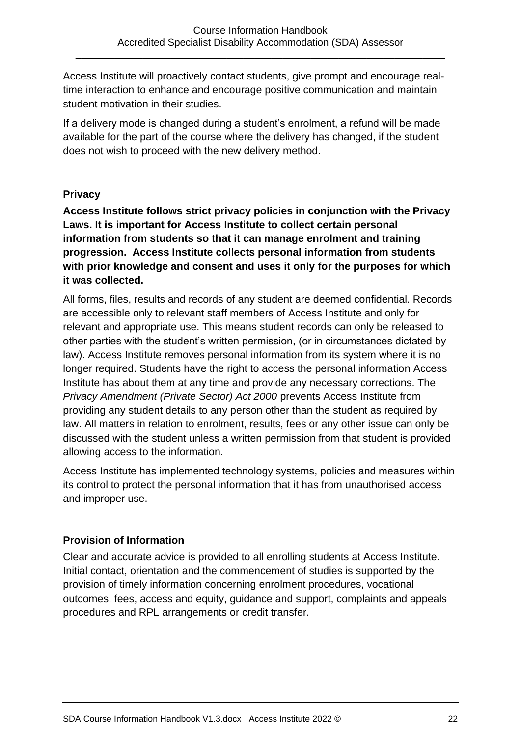Access Institute will proactively contact students, give prompt and encourage real-time interaction to enhance and encourage positive communication and maintain student motivation in their studies.

If a delivery mode is changed during a student's enrolment, a refund will be made available for the part of the course where the delivery has changed, if the student does not wish to proceed with the new delivery method.

### Privacy

**Access Institute follows strict privacy policies in conjunction with the Privacy Laws. It is important for Access Institute to collect certain personal information from students so that it can manage enrolment and training progression. Access Institute collects personal information from students with prior knowledge and consent and uses it only for the purposes for which it was collected.**

All forms, files, results and records of any student are deemed confidential. Records are accessible only to relevant staff members of Access Institute and only for relevant and appropriate use. This means student records can only be released to other parties with the student's written permission, (or in circumstances dictated by law). Access Institute removes personal information from its system where it is no longer required. Students have the right to access the personal information Access Institute has about them at any time and provide any necessary corrections. The *Privacy Amendment (Private Sector) Act 2000* prevents Access Institute from providing any student details to any person other than the student as required by law. All matters in relation to enrolment, results, fees or any other issue can only be discussed with the student unless a written permission from that student is provided allowing access to the information.

Access Institute has implemented technology systems, policies and measures within its control to protect the personal information that it has from unauthorised access and improper use.

### Provision of Information

Clear and accurate advice is provided to all enrolling students at Access Institute. Initial contact, orientation and the commencement of studies is supported by the provision of timely information concerning enrolment procedures, vocational outcomes, fees, access and equity, guidance and support, complaints and appeals procedures and RPL arrangements or credit transfer.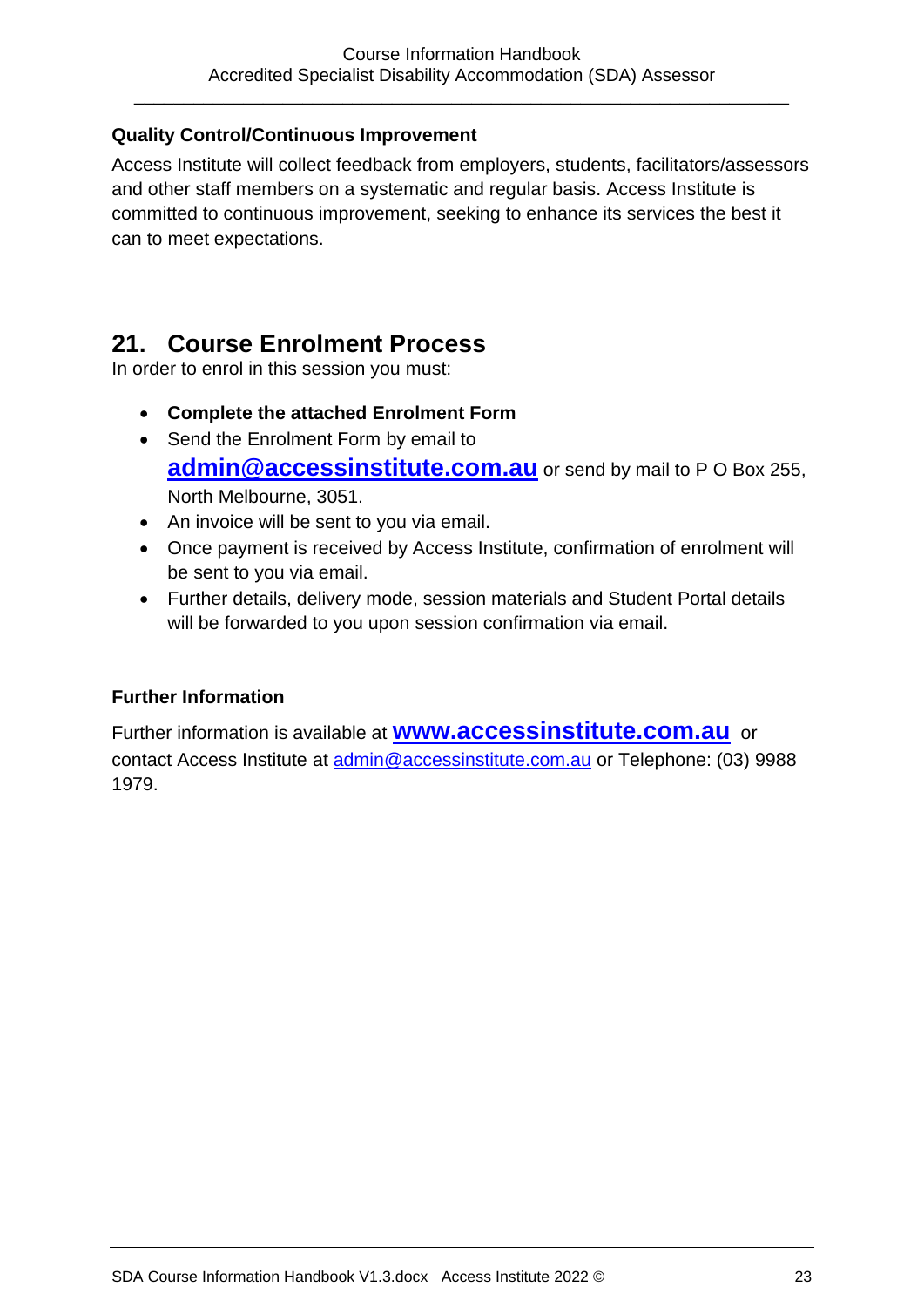### Quality Control/Continuous Improvement

Access Institute will collect feedback from employers, students, facilitators/assessors and other staff members on a systematic and regular basis. Access Institute is committed to continuous improvement, seeking to enhance its services the best it can to meet expectations.

## 21. Course Enrolment Process

In order to enrol in this session you must:

- **Complete the attached Enrolment Form**
- Send the Enrolment Form by email to **admin@accessinstitute.com.au** or send by mail to P O Box 255, North Melbourne, 3051.
- An invoice will be sent to you via email.
- Once payment is received by Access Institute, confirmation of enrolment will be sent to you via email.
- Further details, delivery mode, session materials and Student Portal details will be forwarded to you upon session confirmation via email.

### Further Information

Further information is available at **www.accessinstitute.com.au** or contact Access Institute at admin@accessinstitute.com.au or Telephone: (03) 9988 1979.